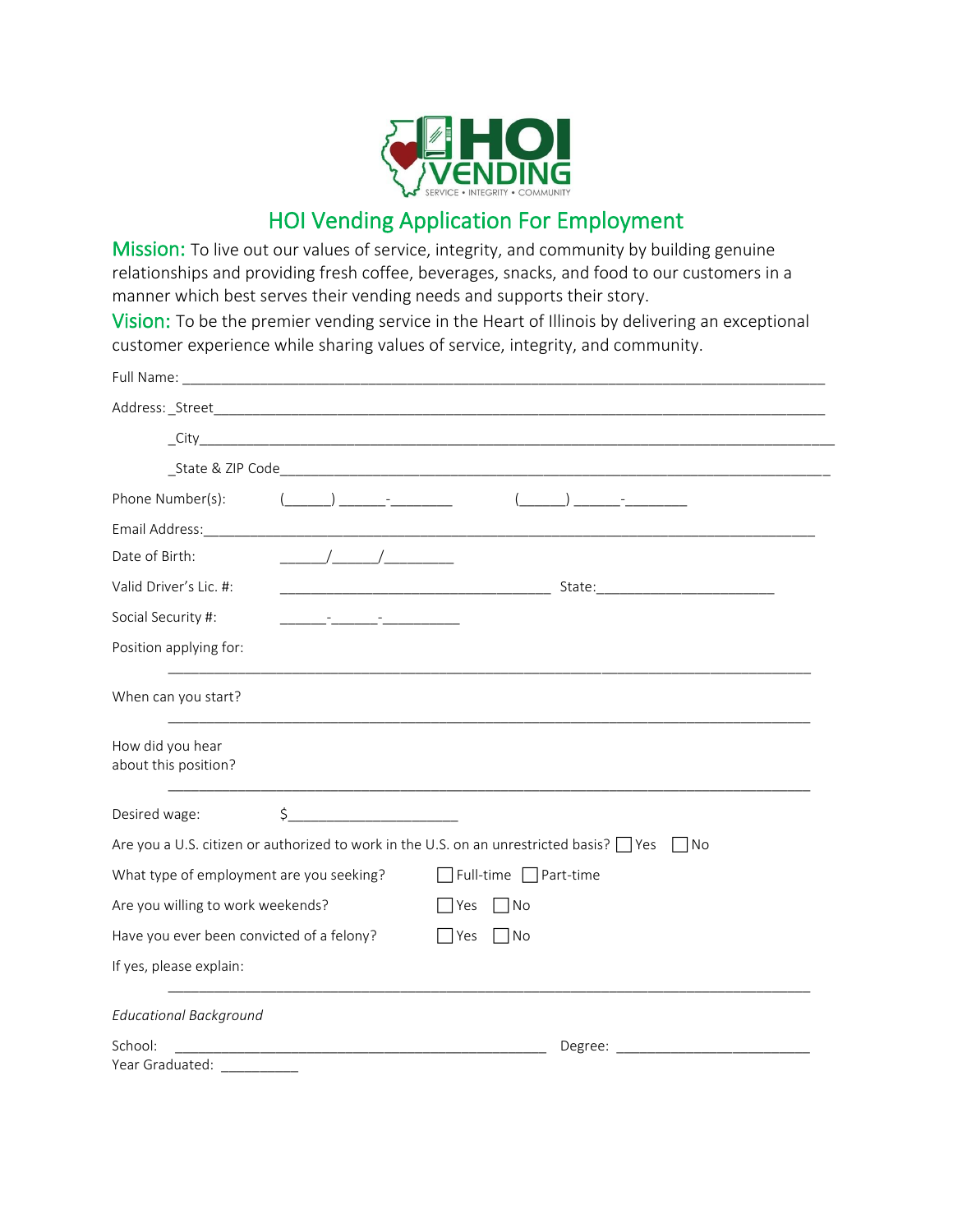HOI VENDING

SERVICE • INTEGRITY • COMMUNITY

# HOI Vending Application For Employment

**Mission:** To live out our values of service, integrity, and community by building genuine relationships and providing fresh coffee, beverages, snacks, and food to our customers in a manner which best serves their vending needs and supports their story.

**Vision:** To be the premier vending service in the Heart of Illinois by delivering an exceptional customer experience while sharing values of service, integrity, and community.

Full Name: ______________________________________________________________________

Address: _Street__________________________________________________________________

_City____________________________________________________________________

_State & ZIP Code_______________________________________________________________

Phone Number(s): (______) ______-________ (______) ______-________

Email Address:_______________________________________________________________

Date of Birth: ______/______/_________

Valid Driver's Lic. #: ___________________________________ State:_______________________

Social Security #: ______-______-__________

Position applying for:

______________________________________________________________________________

When can you start?

______________________________________________________________________________

How did you hear about this position?

______________________________________________________________________________

Desired wage: $_____________________

Are you a U.S. citizen or authorized to work in the U.S. on an unrestricted basis? ☐ Yes ☐ No

What type of employment are you seeking? ☐ Full-time ☐ Part-time

Are you willing to work weekends? ☐ Yes ☐ No

Have you ever been convicted of a felony? ☐ Yes ☐ No

If yes, please explain:

______________________________________________________________________________

*Educational Background*

School: ___________________________________________ Degree: ________________________

Year Graduated: __________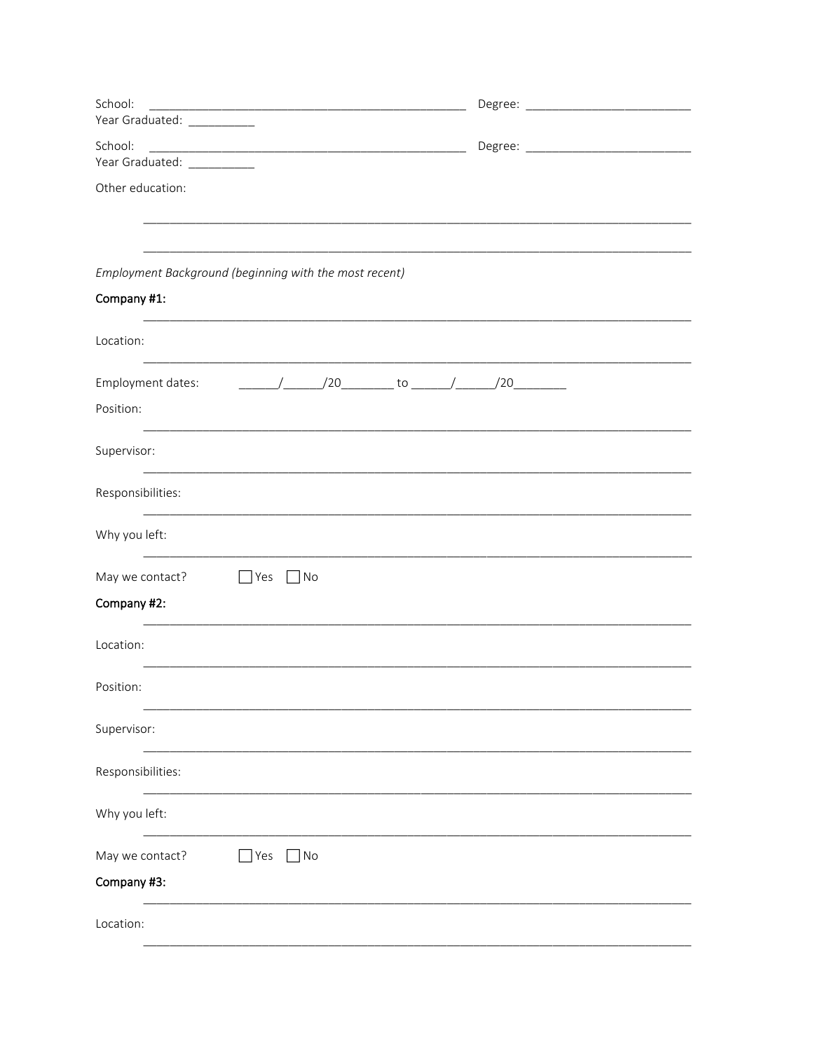School: _______________________________________________ Degree: ________________________
Year Graduated: __________

School: _______________________________________________ Degree: ________________________
Year Graduated: __________

Other education:

________________________________________________________________________________

________________________________________________________________________________

*Employment Background (beginning with the most recent)*

**Company #1:** ________________________________________________________________________________

Location: ________________________________________________________________________________

Employment dates: ______/______/20________ to ______/______/20________

Position: ________________________________________________________________________________

Supervisor: ________________________________________________________________________________

Responsibilities: ________________________________________________________________________________

Why you left: ________________________________________________________________________________

May we contact? ☐ Yes ☐ No

**Company #2:** ________________________________________________________________________________

Location: ________________________________________________________________________________

Position: ________________________________________________________________________________

Supervisor: ________________________________________________________________________________

Responsibilities: ________________________________________________________________________________

Why you left: ________________________________________________________________________________

May we contact? ☐ Yes ☐ No

**Company #3:** ________________________________________________________________________________

Location: ________________________________________________________________________________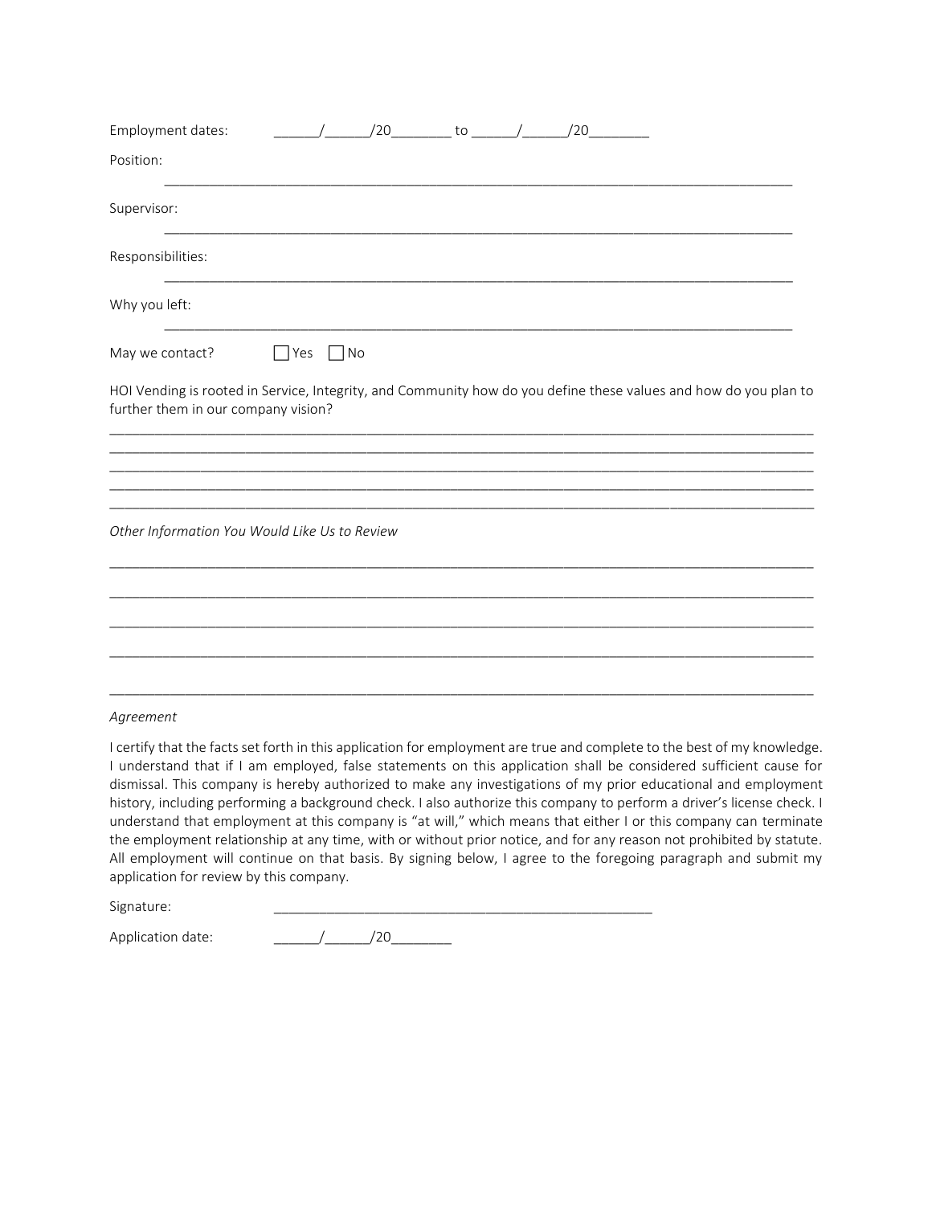Employment dates: \_\_\_\_\_\_/\_\_\_\_\_\_/20\_\_\_\_\_\_\_\_ to \_\_\_\_\_\_/\_\_\_\_\_\_/20\_\_\_\_\_\_\_\_

Position:

\_\_\_\_\_\_\_\_\_\_\_\_\_\_\_\_\_\_\_\_\_\_\_\_\_\_\_\_\_\_\_\_\_\_\_\_\_\_\_\_\_\_\_\_\_\_\_\_\_\_\_\_\_\_\_\_\_\_\_\_\_\_\_\_\_\_\_\_\_\_\_\_\_\_\_\_\_\_

Supervisor:

\_\_\_\_\_\_\_\_\_\_\_\_\_\_\_\_\_\_\_\_\_\_\_\_\_\_\_\_\_\_\_\_\_\_\_\_\_\_\_\_\_\_\_\_\_\_\_\_\_\_\_\_\_\_\_\_\_\_\_\_\_\_\_\_\_\_\_\_\_\_\_\_\_\_\_\_\_\_

Responsibilities:

\_\_\_\_\_\_\_\_\_\_\_\_\_\_\_\_\_\_\_\_\_\_\_\_\_\_\_\_\_\_\_\_\_\_\_\_\_\_\_\_\_\_\_\_\_\_\_\_\_\_\_\_\_\_\_\_\_\_\_\_\_\_\_\_\_\_\_\_\_\_\_\_\_\_\_\_\_\_

Why you left:

\_\_\_\_\_\_\_\_\_\_\_\_\_\_\_\_\_\_\_\_\_\_\_\_\_\_\_\_\_\_\_\_\_\_\_\_\_\_\_\_\_\_\_\_\_\_\_\_\_\_\_\_\_\_\_\_\_\_\_\_\_\_\_\_\_\_\_\_\_\_\_\_\_\_\_\_\_\_

May we contact? ☐ Yes ☐ No

HOI Vending is rooted in Service, Integrity, and Community how do you define these values and how do you plan to further them in our company vision?

\_\_\_\_\_\_\_\_\_\_\_\_\_\_\_\_\_\_\_\_\_\_\_\_\_\_\_\_\_\_\_\_\_\_\_\_\_\_\_\_\_\_\_\_\_\_\_\_\_\_\_\_\_\_\_\_\_\_\_\_\_\_\_\_\_\_\_\_\_\_\_\_\_\_\_\_\_\_\_\_\_\_\_\_
\_\_\_\_\_\_\_\_\_\_\_\_\_\_\_\_\_\_\_\_\_\_\_\_\_\_\_\_\_\_\_\_\_\_\_\_\_\_\_\_\_\_\_\_\_\_\_\_\_\_\_\_\_\_\_\_\_\_\_\_\_\_\_\_\_\_\_\_\_\_\_\_\_\_\_\_\_\_\_\_\_\_\_\_
\_\_\_\_\_\_\_\_\_\_\_\_\_\_\_\_\_\_\_\_\_\_\_\_\_\_\_\_\_\_\_\_\_\_\_\_\_\_\_\_\_\_\_\_\_\_\_\_\_\_\_\_\_\_\_\_\_\_\_\_\_\_\_\_\_\_\_\_\_\_\_\_\_\_\_\_\_\_\_\_\_\_\_\_
\_\_\_\_\_\_\_\_\_\_\_\_\_\_\_\_\_\_\_\_\_\_\_\_\_\_\_\_\_\_\_\_\_\_\_\_\_\_\_\_\_\_\_\_\_\_\_\_\_\_\_\_\_\_\_\_\_\_\_\_\_\_\_\_\_\_\_\_\_\_\_\_\_\_\_\_\_\_\_\_\_\_\_\_
\_\_\_\_\_\_\_\_\_\_\_\_\_\_\_\_\_\_\_\_\_\_\_\_\_\_\_\_\_\_\_\_\_\_\_\_\_\_\_\_\_\_\_\_\_\_\_\_\_\_\_\_\_\_\_\_\_\_\_\_\_\_\_\_\_\_\_\_\_\_\_\_\_\_\_\_\_\_\_\_\_\_\_\_

*Other Information You Would Like Us to Review*

\_\_\_\_\_\_\_\_\_\_\_\_\_\_\_\_\_\_\_\_\_\_\_\_\_\_\_\_\_\_\_\_\_\_\_\_\_\_\_\_\_\_\_\_\_\_\_\_\_\_\_\_\_\_\_\_\_\_\_\_\_\_\_\_\_\_\_\_\_\_\_\_\_\_\_\_\_\_\_\_\_\_\_\_

\_\_\_\_\_\_\_\_\_\_\_\_\_\_\_\_\_\_\_\_\_\_\_\_\_\_\_\_\_\_\_\_\_\_\_\_\_\_\_\_\_\_\_\_\_\_\_\_\_\_\_\_\_\_\_\_\_\_\_\_\_\_\_\_\_\_\_\_\_\_\_\_\_\_\_\_\_\_\_\_\_\_\_\_

\_\_\_\_\_\_\_\_\_\_\_\_\_\_\_\_\_\_\_\_\_\_\_\_\_\_\_\_\_\_\_\_\_\_\_\_\_\_\_\_\_\_\_\_\_\_\_\_\_\_\_\_\_\_\_\_\_\_\_\_\_\_\_\_\_\_\_\_\_\_\_\_\_\_\_\_\_\_\_\_\_\_\_\_

\_\_\_\_\_\_\_\_\_\_\_\_\_\_\_\_\_\_\_\_\_\_\_\_\_\_\_\_\_\_\_\_\_\_\_\_\_\_\_\_\_\_\_\_\_\_\_\_\_\_\_\_\_\_\_\_\_\_\_\_\_\_\_\_\_\_\_\_\_\_\_\_\_\_\_\_\_\_\_\_\_\_\_\_

\_\_\_\_\_\_\_\_\_\_\_\_\_\_\_\_\_\_\_\_\_\_\_\_\_\_\_\_\_\_\_\_\_\_\_\_\_\_\_\_\_\_\_\_\_\_\_\_\_\_\_\_\_\_\_\_\_\_\_\_\_\_\_\_\_\_\_\_\_\_\_\_\_\_\_\_\_\_\_\_\_\_\_\_

*Agreement*

I certify that the facts set forth in this application for employment are true and complete to the best of my knowledge. I understand that if I am employed, false statements on this application shall be considered sufficient cause for dismissal. This company is hereby authorized to make any investigations of my prior educational and employment history, including performing a background check. I also authorize this company to perform a driver's license check. I understand that employment at this company is "at will," which means that either I or this company can terminate the employment relationship at any time, with or without prior notice, and for any reason not prohibited by statute. All employment will continue on that basis. By signing below, I agree to the foregoing paragraph and submit my application for review by this company.

Signature: \_\_\_\_\_\_\_\_\_\_\_\_\_\_\_\_\_\_\_\_\_\_\_\_\_\_\_\_\_\_\_\_\_\_\_\_\_\_\_\_\_\_\_\_\_\_\_\_\_\_

Application date: \_\_\_\_\_\_/\_\_\_\_\_\_/20\_\_\_\_\_\_\_\_